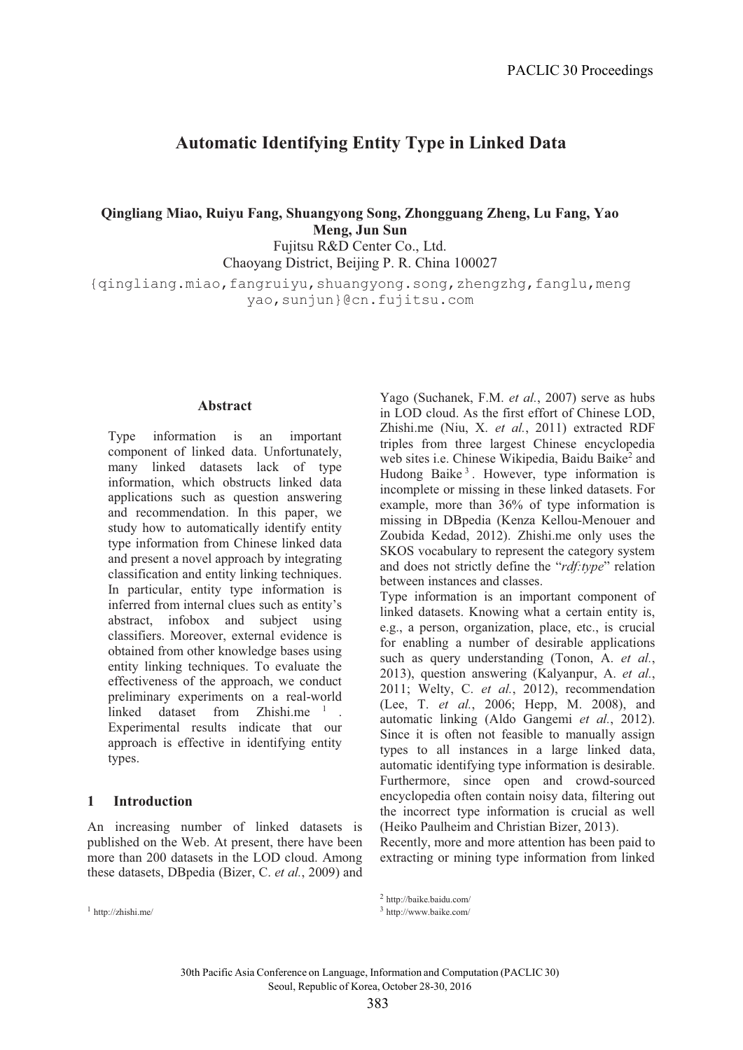# Automatic Identifying Entity Type in Linked Data

**Qingliang Miao, Ruiyu Fang, Shuangyong Song, Zhongguang Zheng, Lu Fang, Yao Meng, Jun Sun**

Fujitsu R&D Center Co., Ltd.

Chaoyang District, Beijing P. R. China 100027

{qingliang.miao,fangruiyu,shuangyong.song,zhengzhg,fanglu,meng yao,sunjun}@cn.fujitsu.com

## Abstract

Type information is an important component of linked data. Unfortunately, many linked datasets lack of type information, which obstructs linked data applications such as question answering and recommendation. In this paper, we study how to automatically identify entity type information from Chinese linked data and present a novel approach by integrating classification and entity linking techniques. In particular, entity type information is inferred from internal clues such as entity's abstract, infobox and subject using classifiers. Moreover, external evidence is obtained from other knowledge bases using entity linking techniques. To evaluate the effectiveness of the approach, we conduct preliminary experiments on a real-world linked dataset from Zhishi.me [1]. Experimental results indicate that our approach is effective in identifying entity types.

## 1 Introduction

An increasing number of linked datasets is published on the Web. At present, there have been more than 200 datasets in the LOD cloud. Among these datasets, DBpedia (Bizer, C. *et al.*, 2009) and Yago (Suchanek, F.M. *et al.*, 2007) serve as hubs in LOD cloud. As the first effort of Chinese LOD, Zhishi.me (Niu, X. *et al.*, 2011) extracted RDF triples from three largest Chinese encyclopedia web sites i.e. Chinese Wikipedia, Baidu Baike[2] and Hudong Baike[3]. However, type information is incomplete or missing in these linked datasets. For example, more than 36% of type information is missing in DBpedia (Kenza Kellou-Menouer and Zoubida Kedad, 2012). Zhishi.me only uses the SKOS vocabulary to represent the category system and does not strictly define the "*rdf:type*" relation between instances and classes.

Type information is an important component of linked datasets. Knowing what a certain entity is, e.g., a person, organization, place, etc., is crucial for enabling a number of desirable applications such as query understanding (Tonon, A. *et al.*, 2013), question answering (Kalyanpur, A. *et al.*, 2011; Welty, C. *et al.*, 2012), recommendation (Lee, T. *et al.*, 2006; Hepp, M. 2008), and automatic linking (Aldo Gangemi *et al.*, 2012). Since it is often not feasible to manually assign types to all instances in a large linked data, automatic identifying type information is desirable. Furthermore, since open and crowd-sourced encyclopedia often contain noisy data, filtering out the incorrect type information is crucial as well (Heiko Paulheim and Christian Bizer, 2013).

Recently, more and more attention has been paid to extracting or mining type information from linked

[1] http://zhishi.me/

[2] http://baike.baidu.com/

[3] http://www.baike.com/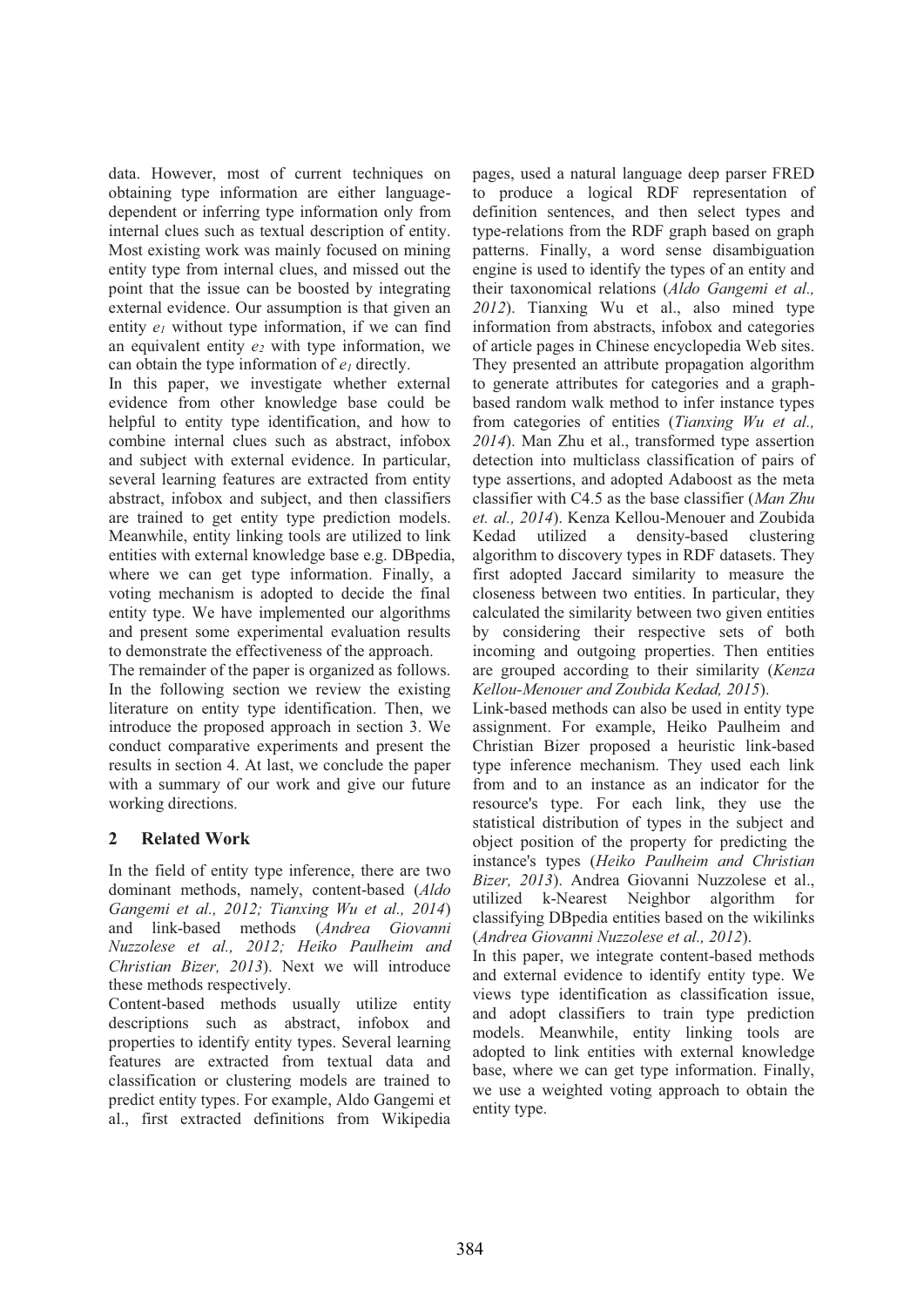data. However, most of current techniques on obtaining type information are either language-dependent or inferring type information only from internal clues such as textual description of entity. Most existing work was mainly focused on mining entity type from internal clues, and missed out the point that the issue can be boosted by integrating external evidence. Our assumption is that given an entity $e_1$ without type information, if we can find an equivalent entity $e_2$ with type information, we can obtain the type information of $e_1$ directly.

In this paper, we investigate whether external evidence from other knowledge base could be helpful to entity type identification, and how to combine internal clues such as abstract, infobox and subject with external evidence. In particular, several learning features are extracted from entity abstract, infobox and subject, and then classifiers are trained to get entity type prediction models. Meanwhile, entity linking tools are utilized to link entities with external knowledge base e.g. DBpedia, where we can get type information. Finally, a voting mechanism is adopted to decide the final entity type. We have implemented our algorithms and present some experimental evaluation results to demonstrate the effectiveness of the approach.

The remainder of the paper is organized as follows. In the following section we review the existing literature on entity type identification. Then, we introduce the proposed approach in section 3. We conduct comparative experiments and present the results in section 4. At last, we conclude the paper with a summary of our work and give our future working directions.

## 2 Related Work

In the field of entity type inference, there are two dominant methods, namely, content-based (*Aldo Gangemi et al., 2012; Tianxing Wu et al., 2014*) and link-based methods (*Andrea Giovanni Nuzzolese et al., 2012; Heiko Paulheim and Christian Bizer, 2013*). Next we will introduce these methods respectively.

Content-based methods usually utilize entity descriptions such as abstract, infobox and properties to identify entity types. Several learning features are extracted from textual data and classification or clustering models are trained to predict entity types. For example, Aldo Gangemi et al., first extracted definitions from Wikipedia pages, used a natural language deep parser FRED to produce a logical RDF representation of definition sentences, and then select types and type-relations from the RDF graph based on graph patterns. Finally, a word sense disambiguation engine is used to identify the types of an entity and their taxonomical relations (*Aldo Gangemi et al., 2012*). Tianxing Wu et al., also mined type information from abstracts, infobox and categories of article pages in Chinese encyclopedia Web sites. They presented an attribute propagation algorithm to generate attributes for categories and a graph-based random walk method to infer instance types from categories of entities (*Tianxing Wu et al., 2014*). Man Zhu et al., transformed type assertion detection into multiclass classification of pairs of type assertions, and adopted Adaboost as the meta classifier with C4.5 as the base classifier (*Man Zhu et. al., 2014*). Kenza Kellou-Menouer and Zoubida Kedad utilized a density-based clustering algorithm to discovery types in RDF datasets. They first adopted Jaccard similarity to measure the closeness between two entities. In particular, they calculated the similarity between two given entities by considering their respective sets of both incoming and outgoing properties. Then entities are grouped according to their similarity (*Kenza Kellou-Menouer and Zoubida Kedad, 2015*).

Link-based methods can also be used in entity type assignment. For example, Heiko Paulheim and Christian Bizer proposed a heuristic link-based type inference mechanism. They used each link from and to an instance as an indicator for the resource's type. For each link, they use the statistical distribution of types in the subject and object position of the property for predicting the instance's types (*Heiko Paulheim and Christian Bizer, 2013*). Andrea Giovanni Nuzzolese et al., utilized k-Nearest Neighbor algorithm for classifying DBpedia entities based on the wikilinks (*Andrea Giovanni Nuzzolese et al., 2012*).

In this paper, we integrate content-based methods and external evidence to identify entity type. We views type identification as classification issue, and adopt classifiers to train type prediction models. Meanwhile, entity linking tools are adopted to link entities with external knowledge base, where we can get type information. Finally, we use a weighted voting approach to obtain the entity type.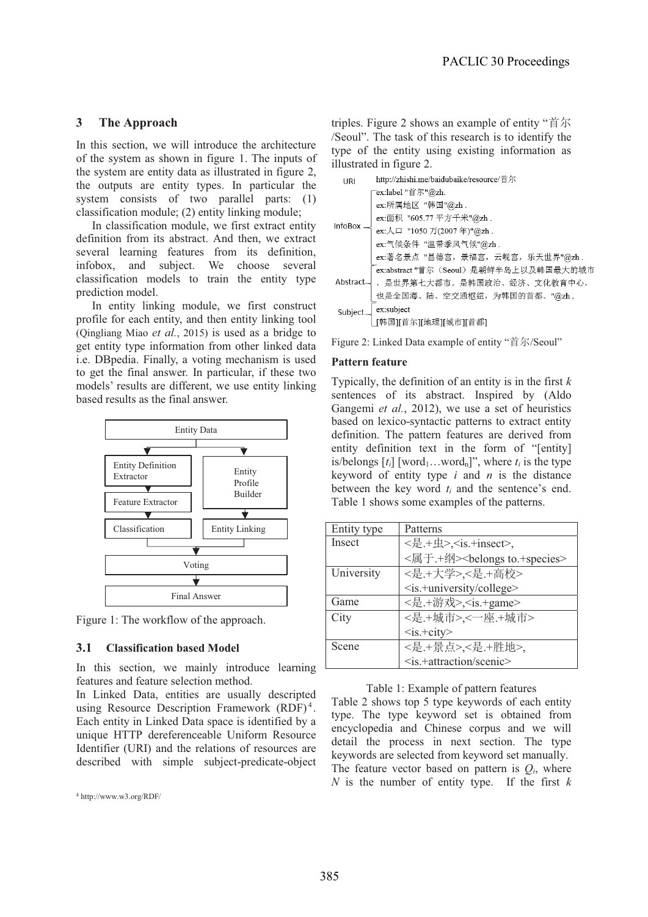## 3 The Approach

In this section, we will introduce the architecture of the system as shown in figure 1. The inputs of the system are entity data as illustrated in figure 2, the outputs are entity types. In particular the system consists of two parallel parts: (1) classification module; (2) entity linking module;

In classification module, we first extract entity definition from its abstract. And then, we extract several learning features from its definition, infobox, and subject. We choose several classification models to train the entity type prediction model.

In entity linking module, we first construct profile for each entity, and then entity linking tool (Qingliang Miao *et al.*, 2015) is used as a bridge to get entity type information from other linked data i.e. DBpedia. Finally, a voting mechanism is used to get the final answer. In particular, if these two models' results are different, we use entity linking based results as the final answer.

Entity Data → Entity Definition Extractor → Feature Extractor → Classification; Entity Data → Entity Profile Builder → Entity Linking; Classification, Entity Linking → Voting → Final Answer

Figure 1: The workflow of the approach.

### 3.1 Classification based Model

In this section, we mainly introduce learning features and feature selection method.

In Linked Data, entities are usually descripted using Resource Description Framework (RDF)[4]. Each entity in Linked Data space is identified by a unique HTTP dereferenceable Uniform Resource Identifier (URI) and the relations of resources are described with simple subject-predicate-object triples. Figure 2 shows an example of entity "首尔/Seoul". The task of this research is to identify the type of the entity using existing information as illustrated in figure 2.

URI: http://zhishi.me/baidubaike/resource/首尔

InfoBox:
ex:label "首尔"@zh.
ex:所属地区 "韩国"@zh .
ex:面积 "605.77 平方千米"@zh .
ex:人口 "1050 万(2007 年)"@zh .
ex:气候条件 "温带季风气候"@zh .
ex:著名景点 "昌德宫，景福宫，云岘宫，乐天世界"@zh .

Abstract:
ex:abstract "首尔（Seoul）是朝鲜半岛上以及韩国最大的城市，是世界第七大都市。是韩国政治、经济、文化教育中心，也是全国海、陆、空交通枢纽，为韩国的首都。"@zh .

Subject:
ex:subject
[韩国][首尔][地理][城市][首都]

Figure 2: Linked Data example of entity "首尔/Seoul"

**Pattern feature**

Typically, the definition of an entity is in the first *k* sentences of its abstract. Inspired by (Aldo Gangemi *et al.*, 2012), we use a set of heuristics based on lexico-syntactic patterns to extract entity definition. The pattern features are derived from entity definition text in the form of "[entity] is/belongs [$t_i$] [$word_1 \dots word_n$]", where $t_i$ is the type keyword of entity type *i* and *n* is the distance between the key word $t_i$ and the sentence's end. Table 1 shows some examples of the patterns.

| Entity type | Patterns |
|---|---|
| Insect | <是.+虫>,<is.+insect>, <属于.+纲><belongs to.+species> |
| University | <是.+大学>,<是.+高校> <is.+university/college> |
| Game | <是.+游戏>,<is.+game> |
| City | <是.+城市>,<一座.+城市> <is.+city> |
| Scene | <是.+景点>,<是.+胜地>, <is.+attraction/scenic> |

Table 1: Example of pattern features

Table 2 shows top 5 type keywords of each entity type. The type keyword set is obtained from encyclopedia and Chinese corpus and we will detail the process in next section. The type keywords are selected from keyword set manually. The feature vector based on pattern is $Q_i$, where *N* is the number of entity type. If the first *k*

[4] http://www.w3.org/RDF/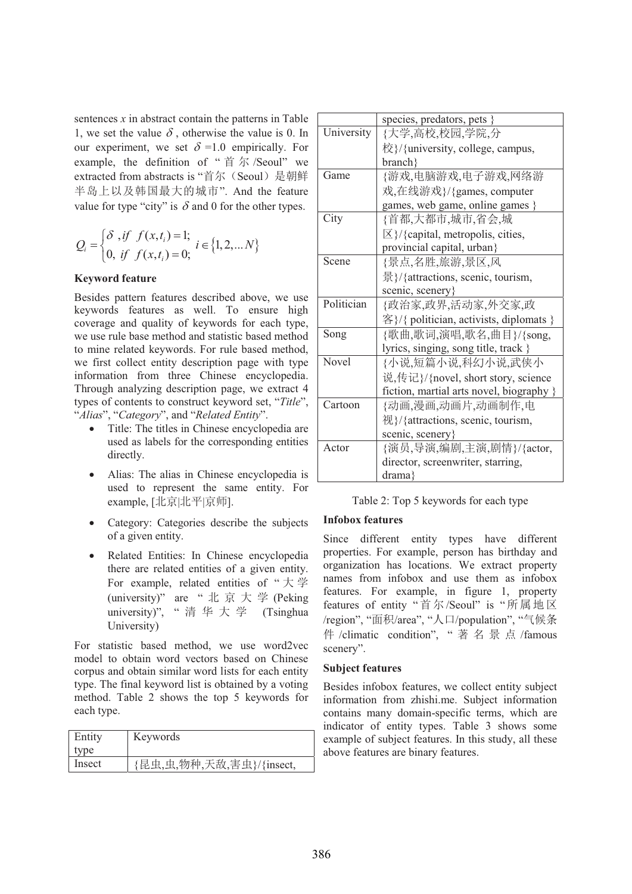sentences $x$ in abstract contain the patterns in Table 1, we set the value $\delta$, otherwise the value is 0. In our experiment, we set $\delta$ =1.0 empirically. For example, the definition of "首尔/Seoul" we extracted from abstracts is "首尔（Seoul）是朝鲜半岛上以及韩国最大的城市". And the feature value for type "city" is $\delta$ and 0 for the other types.

$$Q_i = \begin{cases} \delta \text{ ,if } f(x,t_i) = 1; \\ 0, \text{ if } f(x,t_i) = 0; \end{cases} i \in \{1, 2, ... N\}$$

**Keyword feature**

Besides pattern features described above, we use keywords features as well. To ensure high coverage and quality of keywords for each type, we use rule base method and statistic based method to mine related keywords. For rule based method, we first collect entity description page with type information from three Chinese encyclopedia. Through analyzing description page, we extract 4 types of contents to construct keyword set, "*Title*", "*Alias*", "*Category*", and "*Related Entity*".

- Title: The titles in Chinese encyclopedia are used as labels for the corresponding entities directly.
- Alias: The alias in Chinese encyclopedia is used to represent the same entity. For example, [北京|北平|京师].
- Category: Categories describe the subjects of a given entity.
- Related Entities: In Chinese encyclopedia there are related entities of a given entity. For example, related entities of "大学(university)" are "北京大学(Peking university)", "清华大学 (Tsinghua University)

For statistic based method, we use word2vec model to obtain word vectors based on Chinese corpus and obtain similar word lists for each entity type. The final keyword list is obtained by a voting method. Table 2 shows the top 5 keywords for each type.

| Entity type | Keywords |
|---|---|
| Insect | {昆虫,虫,物种,天敌,害虫}/{insect, species, predators, pets } |
| University | {大学,高校,校园,学院,分校}/{university, college, campus, branch} |
| Game | {游戏,电脑游戏,电子游戏,网络游戏,在线游戏}/{games, computer games, web game, online games } |
| City | {首都,大都市,城市,省会,城区}/{capital, metropolis, cities, provincial capital, urban} |
| Scene | {景点,名胜,旅游,景区,风景}/{attractions, scenic, tourism, scenic, scenery} |
| Politician | {政治家,政界,活动家,外交家,政客}/{ politician, activists, diplomats } |
| Song | {歌曲,歌词,演唱,歌名,曲目}/{song, lyrics, singing, song title, track } |
| Novel | {小说,短篇小说,科幻小说,武侠小说,传记}/{novel, short story, science fiction, martial arts novel, biography } |
| Cartoon | {动画,漫画,动画片,动画制作,电视}/{attractions, scenic, tourism, scenic, scenery} |
| Actor | {演员,导演,编剧,主演,剧情}/{actor, director, screenwriter, starring, drama} |

Table 2: Top 5 keywords for each type

**Infobox features**

Since different entity types have different properties. For example, person has birthday and organization has locations. We extract property names from infobox and use them as infobox features. For example, in figure 1, property features of entity "首尔/Seoul" is "所属地区/region", "面积/area", "人口/population", "气候条件/climatic condition", "著名景点/famous scenery".

**Subject features**

Besides infobox features, we collect entity subject information from zhishi.me. Subject information contains many domain-specific terms, which are indicator of entity types. Table 3 shows some example of subject features. In this study, all these above features are binary features.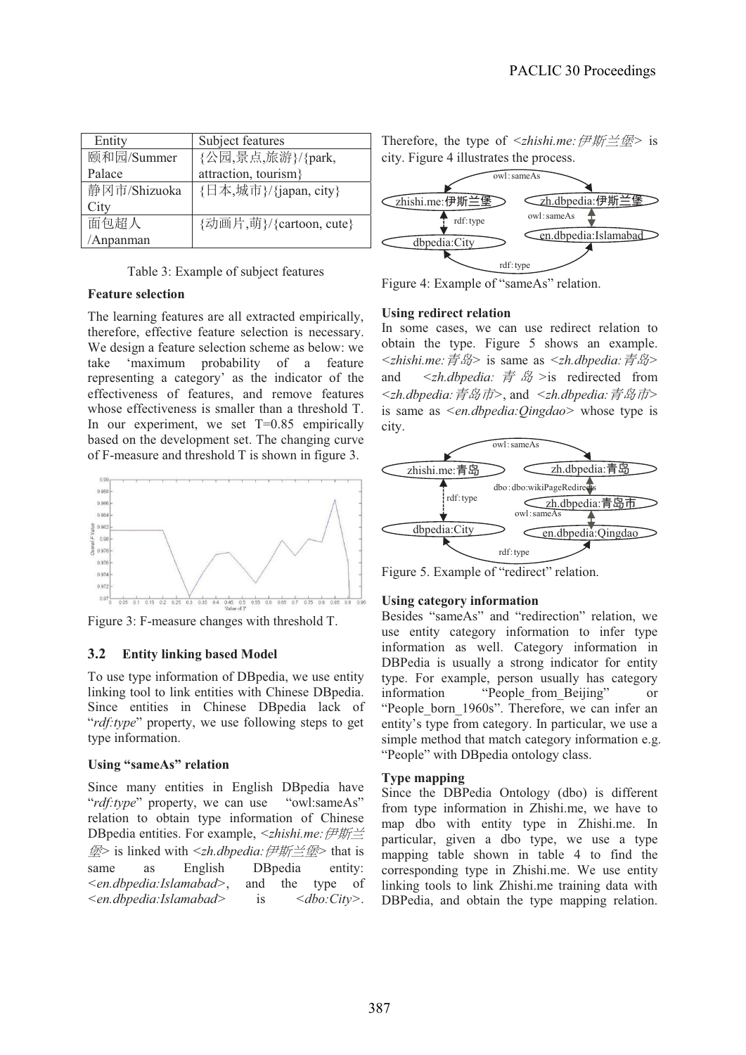| Entity | Subject features |
| --- | --- |
| 颐和园/Summer Palace | {公园,景点,旅游}/{park, attraction, tourism} |
| 静冈市/Shizuoka City | {日本,城市}/{japan, city} |
| 面包超人 /Anpanman | {动画片,萌}/{cartoon, cute} |

Table 3: Example of subject features

**Feature selection**

The learning features are all extracted empirically, therefore, effective feature selection is necessary. We design a feature selection scheme as below: we take 'maximum probability of a feature representing a category' as the indicator of the effectiveness of features, and remove features whose effectiveness is smaller than a threshold T. In our experiment, we set T=0.85 empirically based on the development set. The changing curve of F-measure and threshold T is shown in figure 3.

Figure 3: F-measure changes with threshold T.

### 3.2 Entity linking based Model

To use type information of DBpedia, we use entity linking tool to link entities with Chinese DBpedia. Since entities in Chinese DBpedia lack of "*rdf:type*" property, we use following steps to get type information.

**Using "sameAs" relation**

Since many entities in English DBpedia have "*rdf:type*" property, we can use "owl:sameAs" relation to obtain type information of Chinese DBpedia entities. For example, <*zhishi.me:伊斯兰堡*> is linked with <*zh.dbpedia:伊斯兰堡*> that is same as English DBpedia entity: <*en.dbpedia:Islamabad*>, and the type of <*en.dbpedia:Islamabad*> is <*dbo:City*>. Therefore, the type of <*zhishi.me:伊斯兰堡*> is city. Figure 4 illustrates the process.

Figure 4: Example of "sameAs" relation.

**Using redirect relation**

In some cases, we can use redirect relation to obtain the type. Figure 5 shows an example. <*zhishi.me:青岛*> is same as <*zh.dbpedia:青岛*> and <*zh.dbpedia:青岛*>is redirected from <*zh.dbpedia:青岛市*>, and <*zh.dbpedia:青岛市*> is same as <*en.dbpedia:Qingdao*> whose type is city.

Figure 5. Example of "redirect" relation.

**Using category information**

Besides "sameAs" and "redirection" relation, we use entity category information to infer type information as well. Category information in DBPedia is usually a strong indicator for entity type. For example, person usually has category information "People_from_Beijing" or "People_born_1960s". Therefore, we can infer an entity's type from category. In particular, we use a simple method that match category information e.g. "People" with DBpedia ontology class.

**Type mapping**

Since the DBPedia Ontology (dbo) is different from type information in Zhishi.me, we have to map dbo with entity type in Zhishi.me. In particular, given a dbo type, we use a type mapping table shown in table 4 to find the corresponding type in Zhishi.me. We use entity linking tools to link Zhishi.me training data with DBPedia, and obtain the type mapping relation.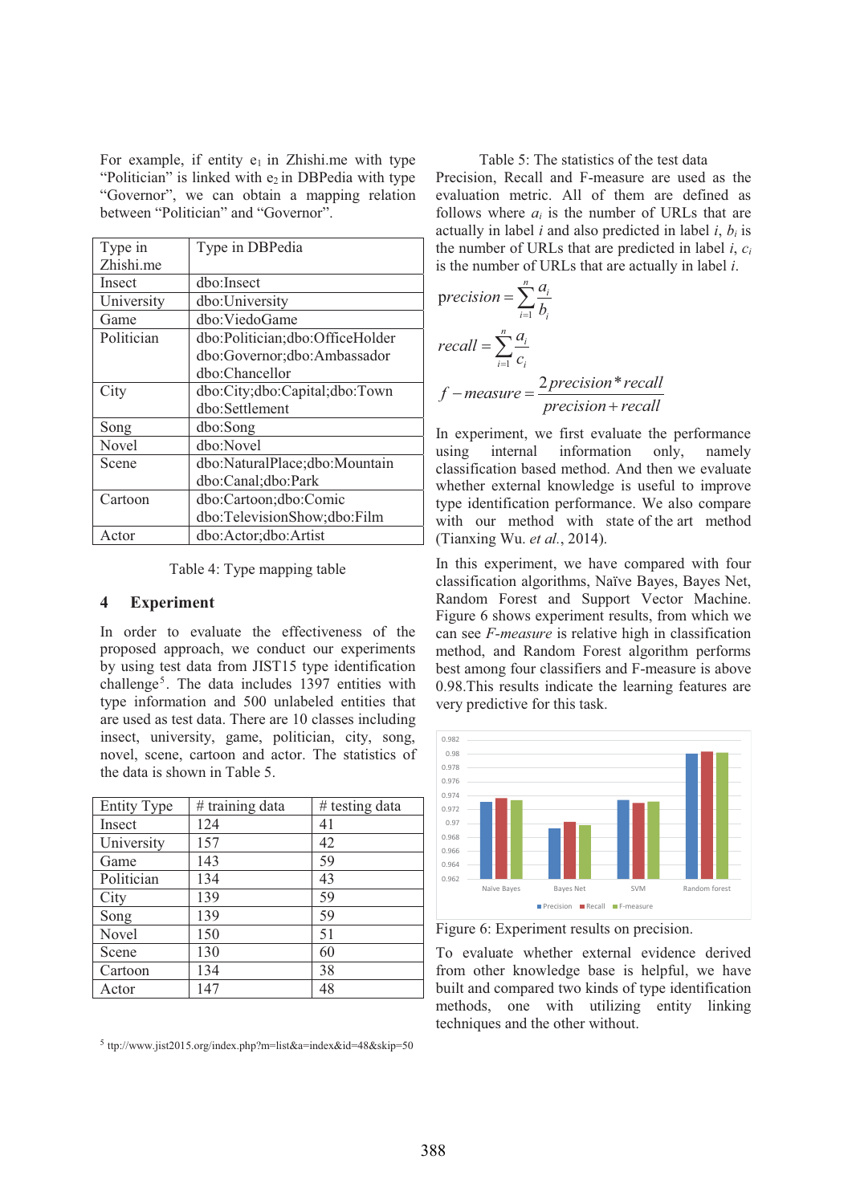For example, if entity $e_1$ in Zhishi.me with type "Politician" is linked with $e_2$ in DBPedia with type "Governor", we can obtain a mapping relation between "Politician" and "Governor".

| Type in Zhishi.me | Type in DBPedia |
|---|---|
| Insect | dbo:Insect |
| University | dbo:University |
| Game | dbo:ViedoGame |
| Politician | dbo:Politician;dbo:OfficeHolder dbo:Governor;dbo:Ambassador dbo:Chancellor |
| City | dbo:City;dbo:Capital;dbo:Town dbo:Settlement |
| Song | dbo:Song |
| Novel | dbo:Novel |
| Scene | dbo:NaturalPlace;dbo:Mountain dbo:Canal;dbo:Park |
| Cartoon | dbo:Cartoon;dbo:Comic dbo:TelevisionShow;dbo:Film |
| Actor | dbo:Actor;dbo:Artist |

Table 4: Type mapping table

## 4 Experiment

In order to evaluate the effectiveness of the proposed approach, we conduct our experiments by using test data from JIST15 type identification challenge[5]. The data includes 1397 entities with type information and 500 unlabeled entities that are used as test data. There are 10 classes including insect, university, game, politician, city, song, novel, scene, cartoon and actor. The statistics of the data is shown in Table 5.

| Entity Type | # training data | # testing data |
|---|---|---|
| Insect | 124 | 41 |
| University | 157 | 42 |
| Game | 143 | 59 |
| Politician | 134 | 43 |
| City | 139 | 59 |
| Song | 139 | 59 |
| Novel | 150 | 51 |
| Scene | 130 | 60 |
| Cartoon | 134 | 38 |
| Actor | 147 | 48 |

Table 5: The statistics of the test data

Precision, Recall and F-measure are used as the evaluation metric. All of them are defined as follows where $a_i$ is the number of URLs that are actually in label $i$ and also predicted in label $i$, $b_i$ is the number of URLs that are predicted in label $i$, $c_i$ is the number of URLs that are actually in label $i$.

$$precision = \sum_{i=1}^{n} \frac{a_i}{b_i}$$

$$recall = \sum_{i=1}^{n} \frac{a_i}{c_i}$$

$$f-measure = \frac{2precision * recall}{precision + recall}$$

In experiment, we first evaluate the performance using internal information only, namely classification based method. And then we evaluate whether external knowledge is useful to improve type identification performance. We also compare with our method with state of the art method (Tianxing Wu. *et al.*, 2014).

In this experiment, we have compared with four classification algorithms, Naïve Bayes, Bayes Net, Random Forest and Support Vector Machine. Figure 6 shows experiment results, from which we can see *F-measure* is relative high in classification method, and Random Forest algorithm performs best among four classifiers and F-measure is above 0.98.This results indicate the learning features are very predictive for this task.

Figure 6: Experiment results on precision.

To evaluate whether external evidence derived from other knowledge base is helpful, we have built and compared two kinds of type identification methods, one with utilizing entity linking techniques and the other without.

[5] ttp://www.jist2015.org/index.php?m=list&a=index&id=48&skip=50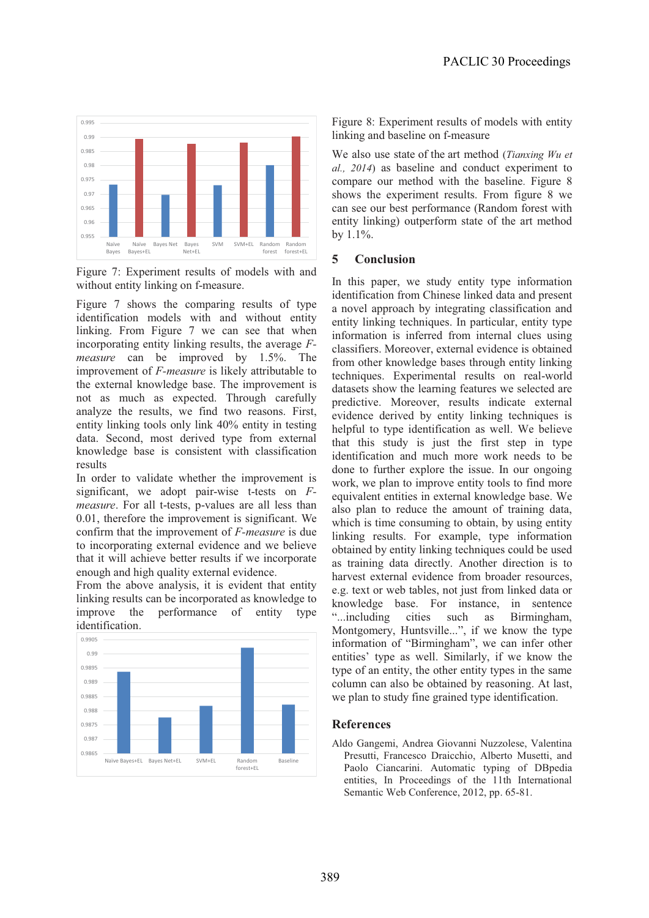Figure 7: Experiment results of models with and without entity linking on f-measure.

Figure 7 shows the comparing results of type identification models with and without entity linking. From Figure 7 we can see that when incorporating entity linking results, the average *F-measure* can be improved by 1.5%. The improvement of *F-measure* is likely attributable to the external knowledge base. The improvement is not as much as expected. Through carefully analyze the results, we find two reasons. First, entity linking tools only link 40% entity in testing data. Second, most derived type from external knowledge base is consistent with classification results

In order to validate whether the improvement is significant, we adopt pair-wise t-tests on *F-measure*. For all t-tests, p-values are all less than 0.01, therefore the improvement is significant. We confirm that the improvement of *F-measure* is due to incorporating external evidence and we believe that it will achieve better results if we incorporate enough and high quality external evidence.

From the above analysis, it is evident that entity linking results can be incorporated as knowledge to improve the performance of entity type identification.

Figure 8: Experiment results of models with entity linking and baseline on f-measure

We also use state of the art method (*Tianxing Wu et al., 2014*) as baseline and conduct experiment to compare our method with the baseline. Figure 8 shows the experiment results. From figure 8 we can see our best performance (Random forest with entity linking) outperform state of the art method by 1.1%.

## 5 Conclusion

In this paper, we study entity type information identification from Chinese linked data and present a novel approach by integrating classification and entity linking techniques. In particular, entity type information is inferred from internal clues using classifiers. Moreover, external evidence is obtained from other knowledge bases through entity linking techniques. Experimental results on real-world datasets show the learning features we selected are predictive. Moreover, results indicate external evidence derived by entity linking techniques is helpful to type identification as well. We believe that this study is just the first step in type identification and much more work needs to be done to further explore the issue. In our ongoing work, we plan to improve entity tools to find more equivalent entities in external knowledge base. We also plan to reduce the amount of training data, which is time consuming to obtain, by using entity linking results. For example, type information obtained by entity linking techniques could be used as training data directly. Another direction is to harvest external evidence from broader resources, e.g. text or web tables, not just from linked data or knowledge base. For instance, in sentence "...including cities such as Birmingham, Montgomery, Huntsville...", if we know the type information of "Birmingham", we can infer other entities' type as well. Similarly, if we know the type of an entity, the other entity types in the same column can also be obtained by reasoning. At last, we plan to study fine grained type identification.

## References

Aldo Gangemi, Andrea Giovanni Nuzzolese, Valentina Presutti, Francesco Draicchio, Alberto Musetti, and Paolo Ciancarini. Automatic typing of DBpedia entities, In Proceedings of the 11th International Semantic Web Conference, 2012, pp. 65-81.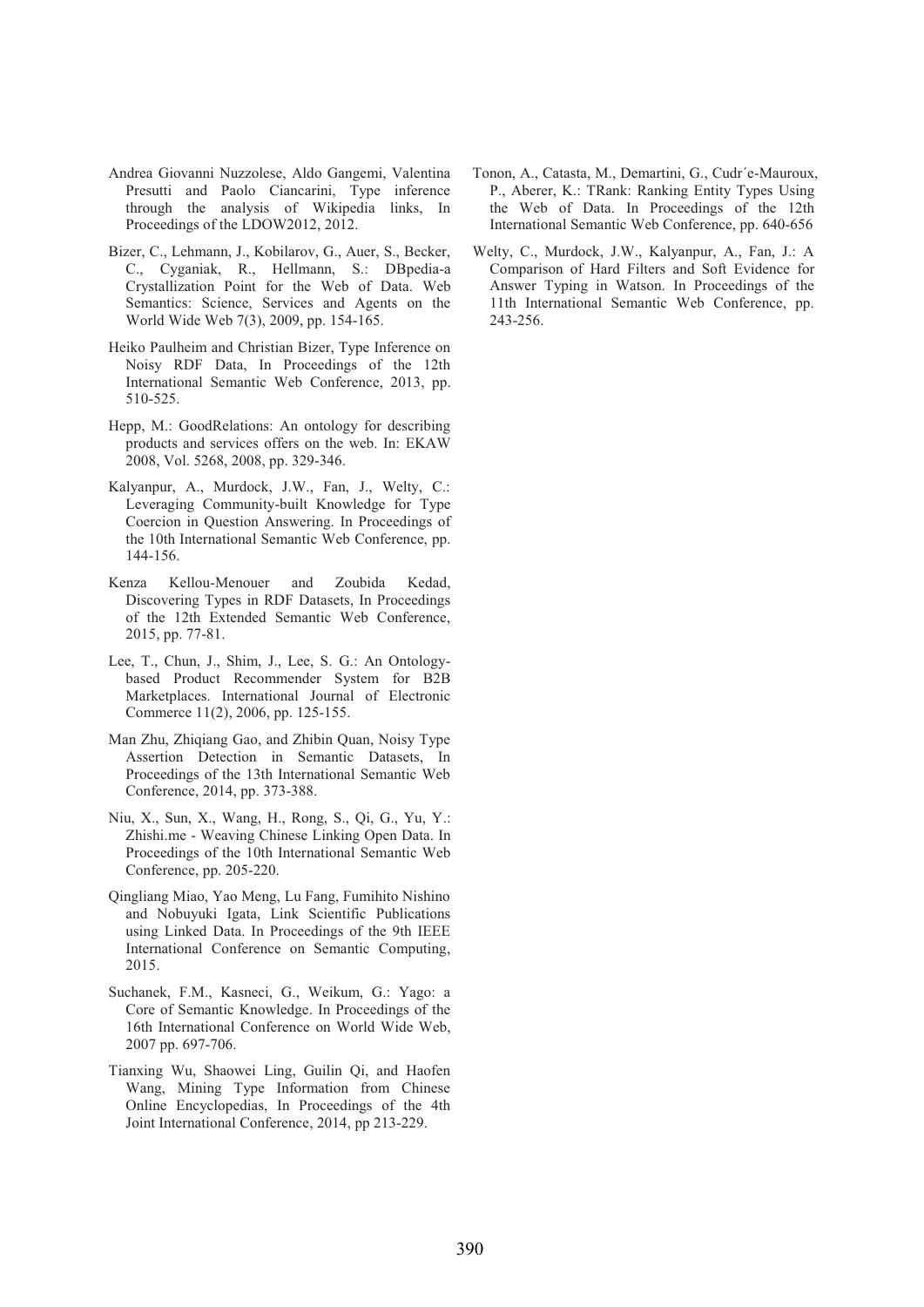Andrea Giovanni Nuzzolese, Aldo Gangemi, Valentina Presutti and Paolo Ciancarini, Type inference through the analysis of Wikipedia links, In Proceedings of the LDOW2012, 2012.

Bizer, C., Lehmann, J., Kobilarov, G., Auer, S., Becker, C., Cyganiak, R., Hellmann, S.: DBpedia-a Crystallization Point for the Web of Data. Web Semantics: Science, Services and Agents on the World Wide Web 7(3), 2009, pp. 154-165.

Heiko Paulheim and Christian Bizer, Type Inference on Noisy RDF Data, In Proceedings of the 12th International Semantic Web Conference, 2013, pp. 510-525.

Hepp, M.: GoodRelations: An ontology for describing products and services offers on the web. In: EKAW 2008, Vol. 5268, 2008, pp. 329-346.

Kalyanpur, A., Murdock, J.W., Fan, J., Welty, C.: Leveraging Community-built Knowledge for Type Coercion in Question Answering. In Proceedings of the 10th International Semantic Web Conference, pp. 144-156.

Kenza Kellou-Menouer and Zoubida Kedad, Discovering Types in RDF Datasets, In Proceedings of the 12th Extended Semantic Web Conference, 2015, pp. 77-81.

Lee, T., Chun, J., Shim, J., Lee, S. G.: An Ontology-based Product Recommender System for B2B Marketplaces. International Journal of Electronic Commerce 11(2), 2006, pp. 125-155.

Man Zhu, Zhiqiang Gao, and Zhibin Quan, Noisy Type Assertion Detection in Semantic Datasets, In Proceedings of the 13th International Semantic Web Conference, 2014, pp. 373-388.

Niu, X., Sun, X., Wang, H., Rong, S., Qi, G., Yu, Y.: Zhishi.me - Weaving Chinese Linking Open Data. In Proceedings of the 10th International Semantic Web Conference, pp. 205-220.

Qingliang Miao, Yao Meng, Lu Fang, Fumihito Nishino and Nobuyuki Igata, Link Scientific Publications using Linked Data. In Proceedings of the 9th IEEE International Conference on Semantic Computing, 2015.

Suchanek, F.M., Kasneci, G., Weikum, G.: Yago: a Core of Semantic Knowledge. In Proceedings of the 16th International Conference on World Wide Web, 2007 pp. 697-706.

Tianxing Wu, Shaowei Ling, Guilin Qi, and Haofen Wang, Mining Type Information from Chinese Online Encyclopedias, In Proceedings of the 4th Joint International Conference, 2014, pp 213-229.

Tonon, A., Catasta, M., Demartini, G., Cudr´e-Mauroux, P., Aberer, K.: TRank: Ranking Entity Types Using the Web of Data. In Proceedings of the 12th International Semantic Web Conference, pp. 640-656

Welty, C., Murdock, J.W., Kalyanpur, A., Fan, J.: A Comparison of Hard Filters and Soft Evidence for Answer Typing in Watson. In Proceedings of the 11th International Semantic Web Conference, pp. 243-256.